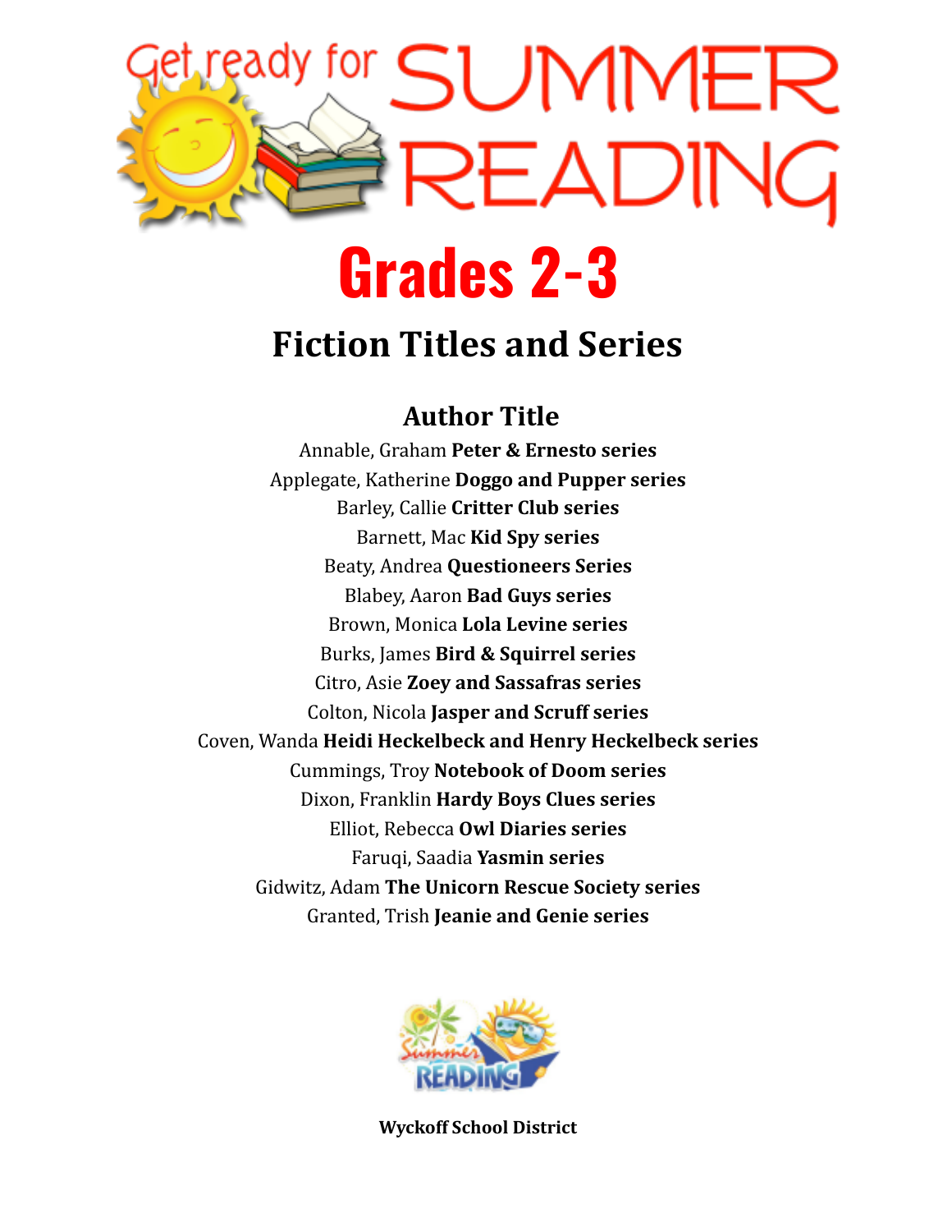# Get ready for SUMMER READING

# Grades 2-3

## Fiction Titles and Series

### Author Title

Annable, Graham **Peter & Ernesto series**
Applegate, Katherine **Doggo and Pupper series**
Barley, Callie **Critter Club series**
Barnett, Mac **Kid Spy series**
Beaty, Andrea **Questioneers Series**
Blabey, Aaron **Bad Guys series**
Brown, Monica **Lola Levine series**
Burks, James **Bird & Squirrel series**
Citro, Asie **Zoey and Sassafras series**
Colton, Nicola **Jasper and Scruff series**
Coven, Wanda **Heidi Heckelbeck and Henry Heckelbeck series**
Cummings, Troy **Notebook of Doom series**
Dixon, Franklin **Hardy Boys Clues series**
Elliot, Rebecca **Owl Diaries series**
Faruqi, Saadia **Yasmin series**
Gidwitz, Adam **The Unicorn Rescue Society series**
Granted, Trish **Jeanie and Genie series**

**Wyckoff School District**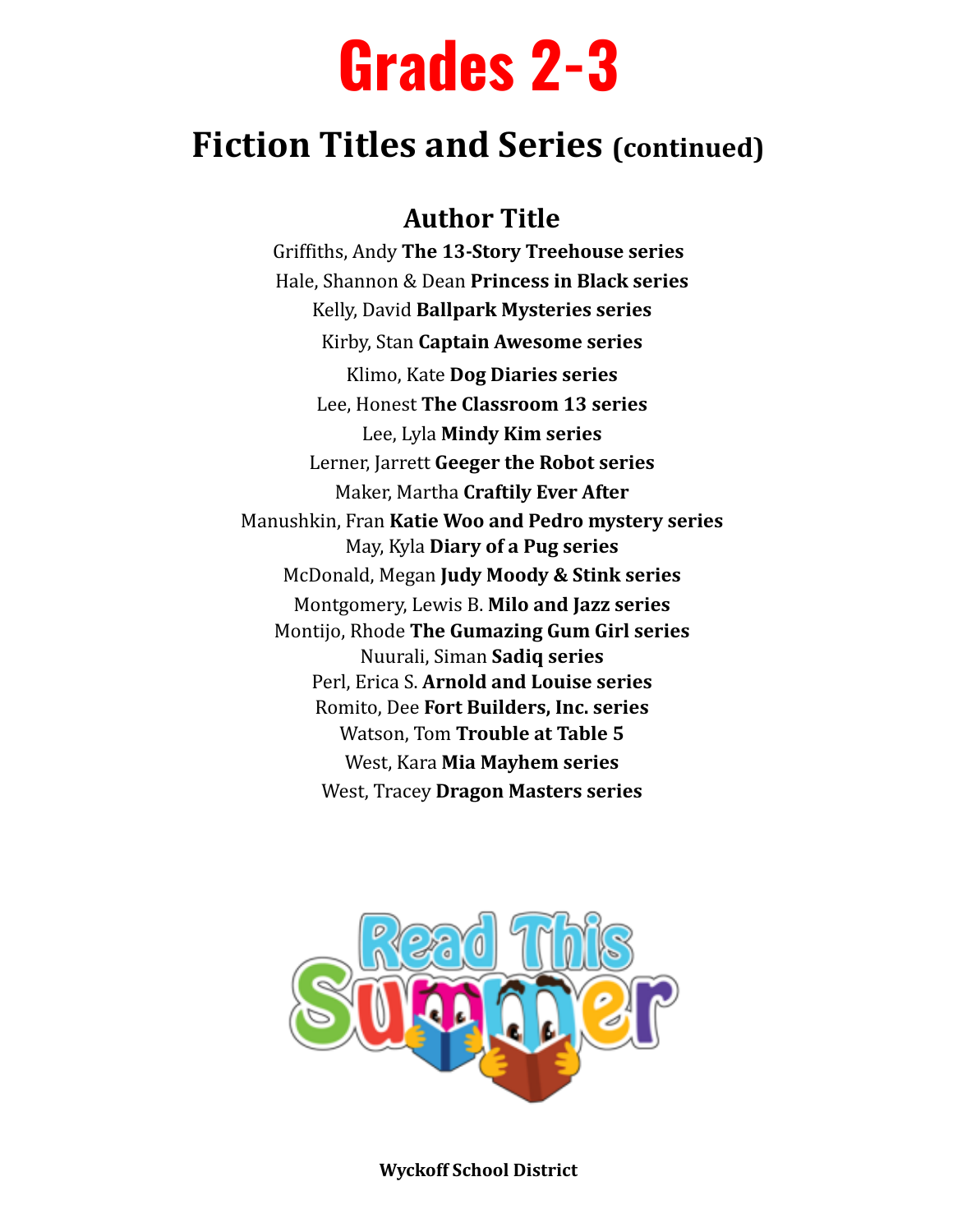# Grades 2-3

## Fiction Titles and Series (continued)

### Author Title

Griffiths, Andy **The 13-Story Treehouse series**

Hale, Shannon & Dean **Princess in Black series**

Kelly, David **Ballpark Mysteries series**

Kirby, Stan **Captain Awesome series**

Klimo, Kate **Dog Diaries series**

Lee, Honest **The Classroom 13 series**

Lee, Lyla **Mindy Kim series**

Lerner, Jarrett **Geeger the Robot series**

Maker, Martha **Craftily Ever After**

Manushkin, Fran **Katie Woo and Pedro mystery series**

May, Kyla **Diary of a Pug series**

McDonald, Megan **Judy Moody & Stink series**

Montgomery, Lewis B. **Milo and Jazz series**

Montijo, Rhode **The Gumazing Gum Girl series**

Nuurali, Siman **Sadiq series**

Perl, Erica S. **Arnold and Louise series**

Romito, Dee **Fort Builders, Inc. series**

Watson, Tom **Trouble at Table 5**

West, Kara **Mia Mayhem series**

West, Tracey **Dragon Masters series**

Read This Summer

**Wyckoff School District**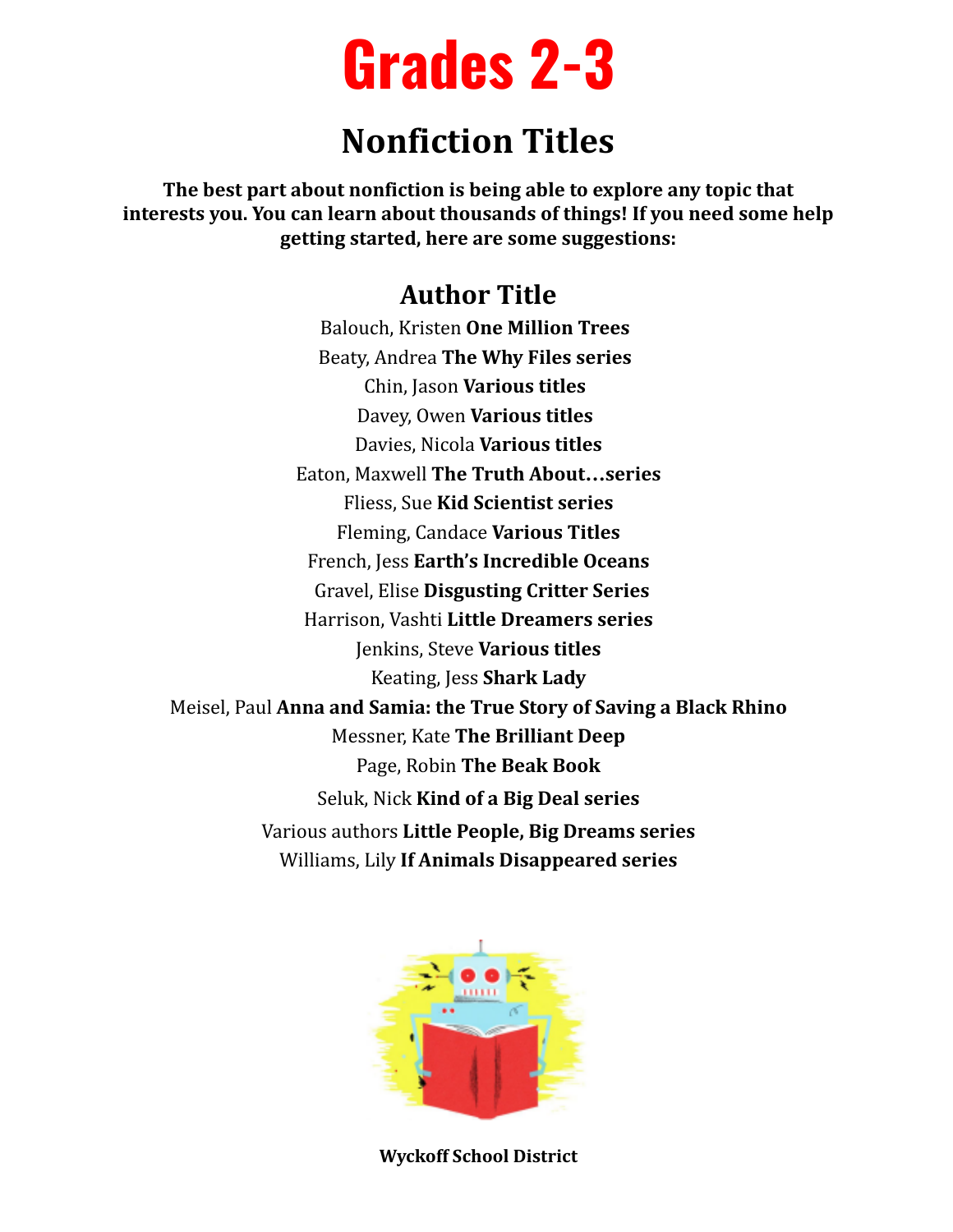# Grades 2-3

## Nonfiction Titles

**The best part about nonfiction is being able to explore any topic that interests you. You can learn about thousands of things! If you need some help getting started, here are some suggestions:**

### Author Title

Balouch, Kristen **One Million Trees**

Beaty, Andrea **The Why Files series**

Chin, Jason **Various titles**

Davey, Owen **Various titles**

Davies, Nicola **Various titles**

Eaton, Maxwell **The Truth About…series**

Fliess, Sue **Kid Scientist series**

Fleming, Candace **Various Titles**

French, Jess **Earth's Incredible Oceans**

Gravel, Elise **Disgusting Critter Series**

Harrison, Vashti **Little Dreamers series**

Jenkins, Steve **Various titles**

Keating, Jess **Shark Lady**

Meisel, Paul **Anna and Samia: the True Story of Saving a Black Rhino**

Messner, Kate **The Brilliant Deep**

Page, Robin **The Beak Book**

Seluk, Nick **Kind of a Big Deal series**

Various authors **Little People, Big Dreams series**

Williams, Lily **If Animals Disappeared series**

**Wyckoff School District**